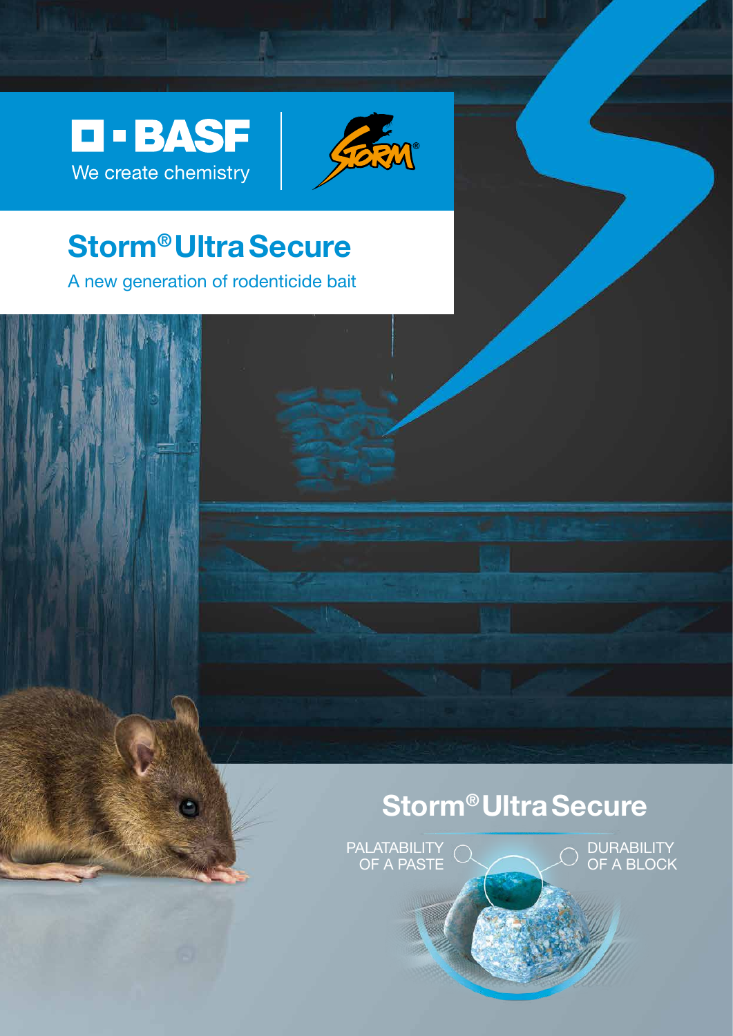BASF

We create chemistry

STORM®

# Storm® Ultra Secure

A new generation of rodenticide bait

## Storm® Ultra Secure

PALATABILITY OF A PASTE

DURABILITY OF A BLOCK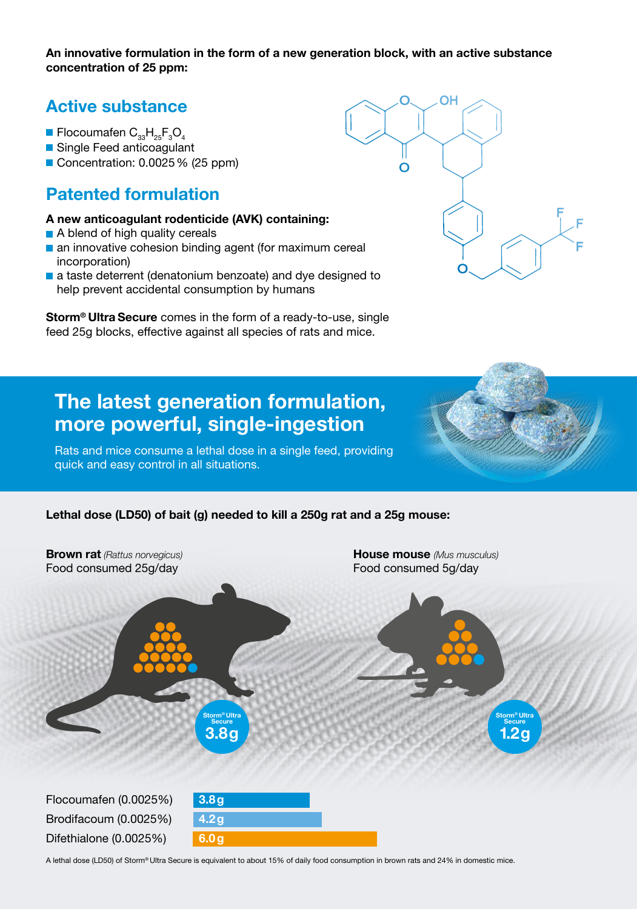**An innovative formulation in the form of a new generation block, with an active substance concentration of 25 ppm:**

## Active substance

- Flocoumafen $C_{33}H_{25}F_3O_4$
- Single Feed anticoagulant
- Concentration: 0.0025 % (25 ppm)

## Patented formulation

**A new anticoagulant rodenticide (AVK) containing:**

- A blend of high quality cereals
- an innovative cohesion binding agent (for maximum cereal incorporation)
- a taste deterrent (denatonium benzoate) and dye designed to help prevent accidental consumption by humans

**Storm® Ultra Secure** comes in the form of a ready-to-use, single feed 25g blocks, effective against all species of rats and mice.

## The latest generation formulation, more powerful, single-ingestion

Rats and mice consume a lethal dose in a single feed, providing quick and easy control in all situations.

**Lethal dose (LD50) of bait (g) needed to kill a 250g rat and a 25g mouse:**

**Brown rat** *(Rattus norvegicus)*
Food consumed 25g/day

Storm® Ultra Secure **3.8g**

**House mouse** *(Mus musculus)*
Food consumed 5g/day

Storm® Ultra Secure **1.2g**

| Active substance | LD50 bait |
|---|---|
| Flocoumafen (0.0025%) | 3.8 g |
| Brodifacoum (0.0025%) | 4.2 g |
| Difethialone (0.0025%) | 6.0 g |

A lethal dose (LD50) of Storm® Ultra Secure is equivalent to about 15% of daily food consumption in brown rats and 24% in domestic mice.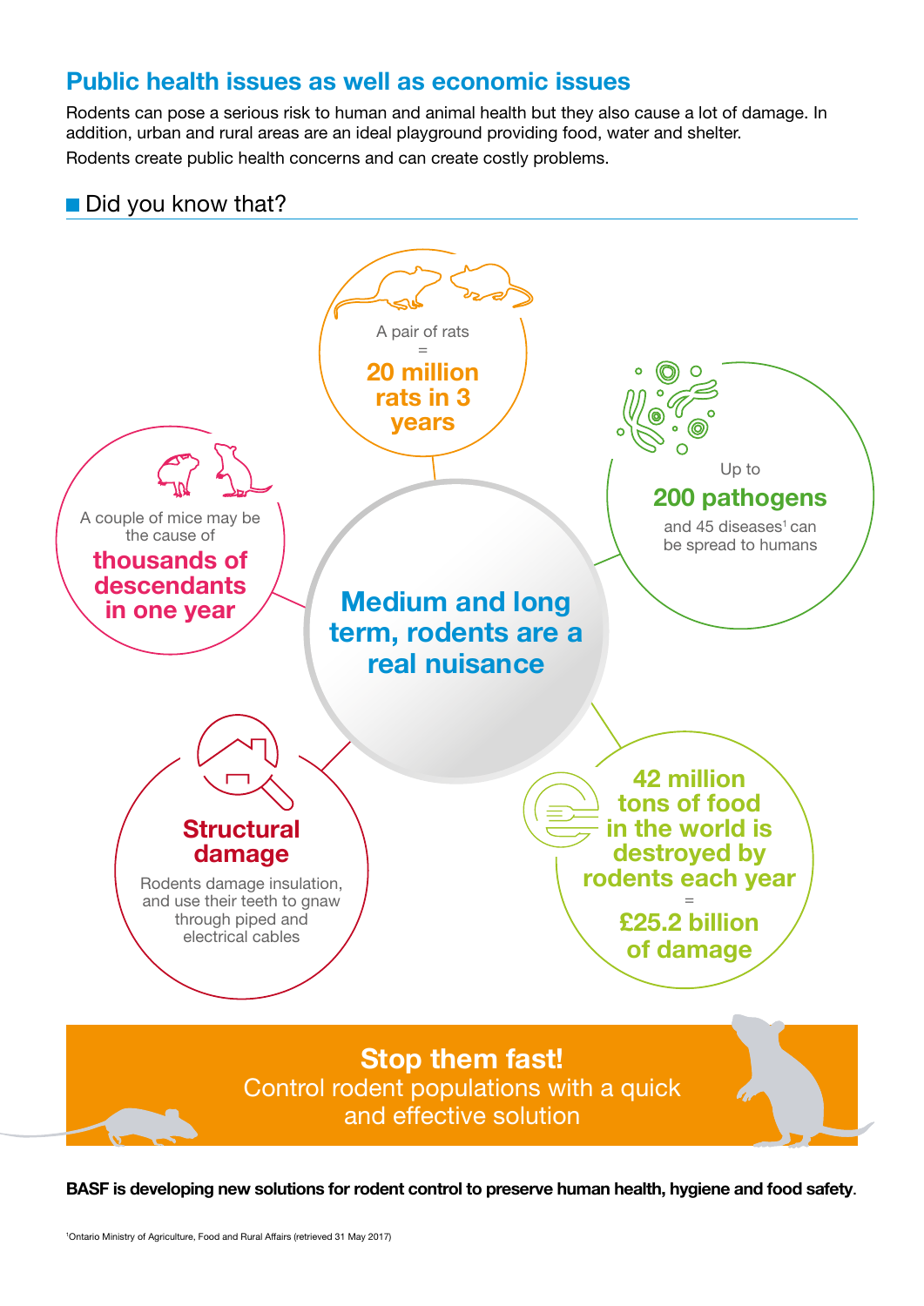## Public health issues as well as economic issues

Rodents can pose a serious risk to human and animal health but they also cause a lot of damage. In addition, urban and rural areas are an ideal playground providing food, water and shelter.

Rodents create public health concerns and can create costly problems.

### Did you know that?

**Medium and long term, rodents are a real nuisance**

A pair of rats = **20 million rats in 3 years**

Up to **200 pathogens** and 45 diseases[1] can be spread to humans

A couple of mice may be the cause of **thousands of descendants in one year**

**Structural damage**

Rodents damage insulation, and use their teeth to gnaw through piped and electrical cables

**42 million tons of food in the world is destroyed by rodents each year = £25.2 billion of damage**

**Stop them fast!**

Control rodent populations with a quick and effective solution

**BASF is developing new solutions for rodent control to preserve human health, hygiene and food safety.**

[1]Ontario Ministry of Agriculture, Food and Rural Affairs (retrieved 31 May 2017)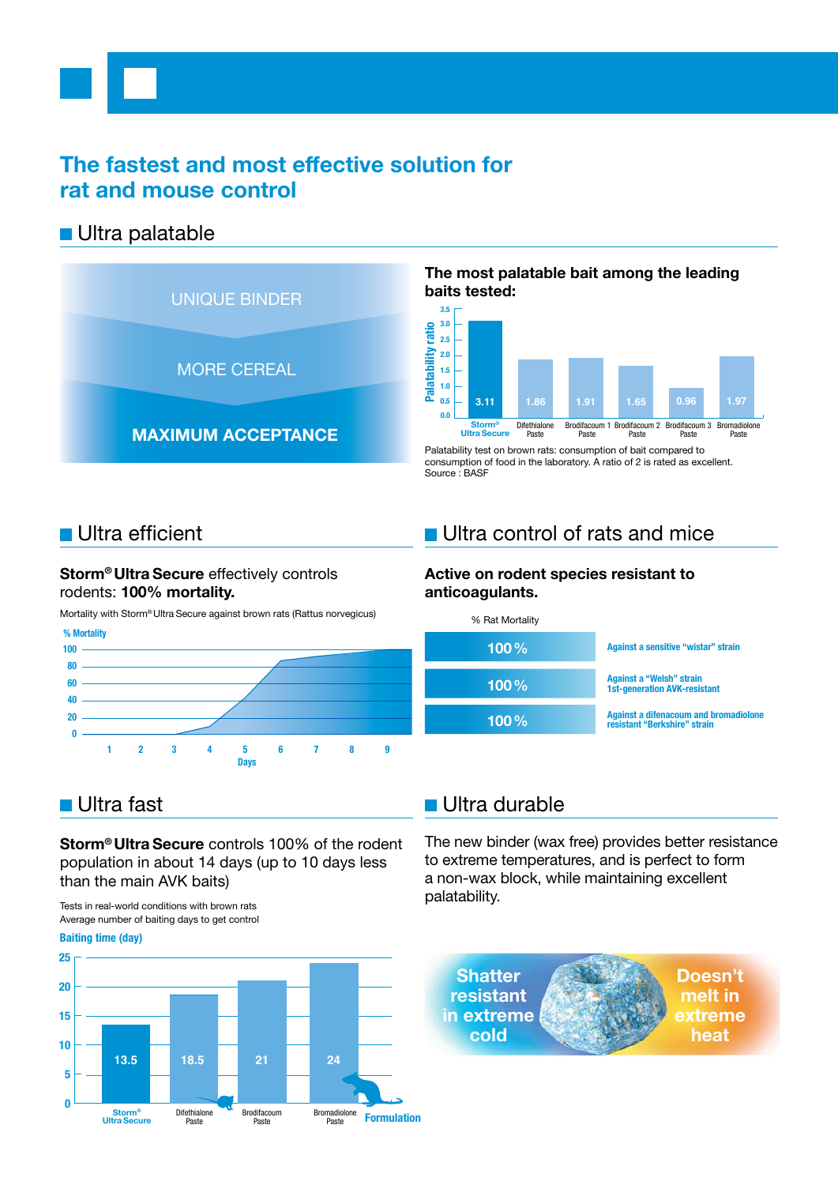# The fastest and most effective solution for rat and mouse control

## Ultra palatable

UNIQUE BINDER

MORE CEREAL

**MAXIMUM ACCEPTANCE**

**The most palatable bait among the leading baits tested:**

| | Palatability ratio |
|---|---|
| Storm® Ultra Secure | 3.11 |
| Difethialone Paste | 1.86 |
| Brodifacoum 1 Paste | 1.91 |
| Brodifacoum 2 Paste | 1.65 |
| Brodifacoum 3 Paste | 0.96 |
| Bromadiolone Paste | 1.97 |

Palatability test on brown rats: consumption of bait compared to consumption of food in the laboratory. A ratio of 2 is rated as excellent. Source : BASF

## Ultra efficient

**Storm® Ultra Secure** effectively controls rodents: **100% mortality.**

Mortality with Storm® Ultra Secure against brown rats (Rattus norvegicus)

% Mortality (0–100) vs Days (1–9)

## Ultra control of rats and mice

**Active on rodent species resistant to anticoagulants.**

| % Rat Mortality | |
|---|---|
| 100 % | Against a sensitive "wistar" strain |
| 100 % | Against a "Welsh" strain 1st-generation AVK-resistant |
| 100 % | Against a difenacoum and bromadiolone resistant "Berkshire" strain |

## Ultra fast

**Storm® Ultra Secure** controls 100% of the rodent population in about 14 days (up to 10 days less than the main AVK baits)

Tests in real-world conditions with brown rats
Average number of baiting days to get control

| Formulation | Baiting time (day) |
|---|---|
| Storm® Ultra Secure | 13.5 |
| Difethialone Paste | 18.5 |
| Brodifacoum Paste | 21 |
| Bromadiolone Paste | 24 |

## Ultra durable

The new binder (wax free) provides better resistance to extreme temperatures, and is perfect to form a non-wax block, while maintaining excellent palatability.

Shatter resistant in extreme cold

Doesn't melt in extreme heat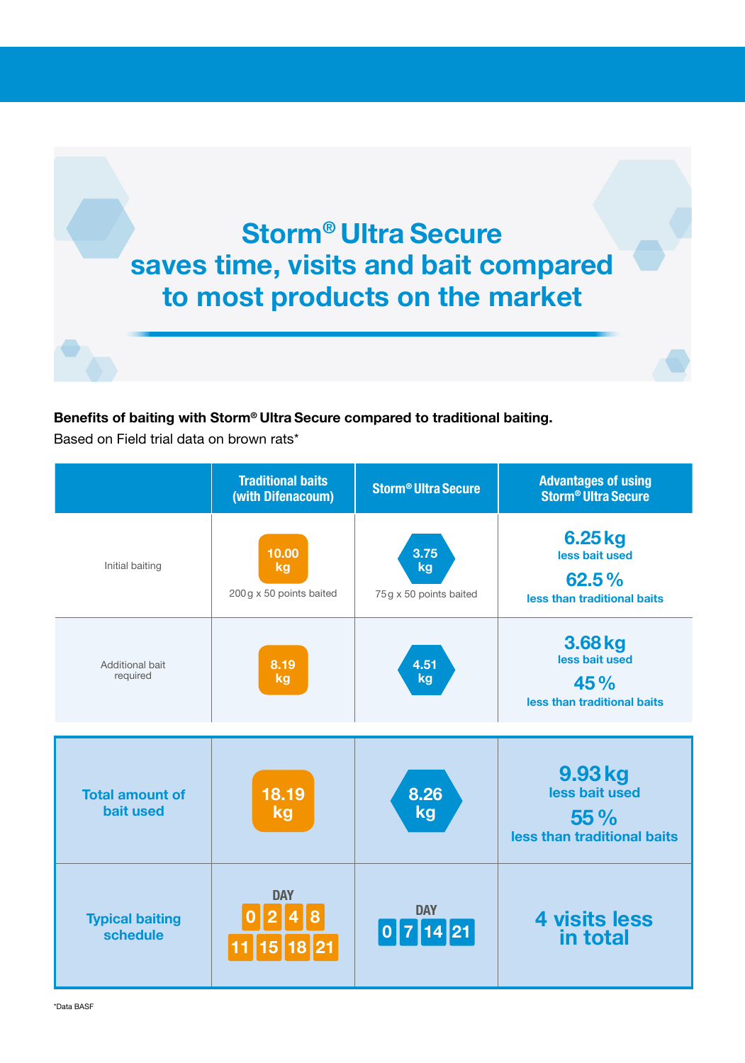# Storm® Ultra Secure saves time, visits and bait compared to most products on the market

**Benefits of baiting with Storm® Ultra Secure compared to traditional baiting.**
Based on Field trial data on brown rats*

| | Traditional baits (with Difenacoum) | Storm® Ultra Secure | Advantages of using Storm® Ultra Secure |
|---|---|---|---|
| Initial baiting | 10.00 kg<br>200 g x 50 points baited | 3.75 kg<br>75 g x 50 points baited | 6.25 kg less bait used<br>62.5 % less than traditional baits |
| Additional bait required | 8.19 kg | 4.51 kg | 3.68 kg less bait used<br>45 % less than traditional baits |
| **Total amount of bait used** | 18.19 kg | 8.26 kg | 9.93 kg less bait used<br>55 % less than traditional baits |
| **Typical baiting schedule** | DAY 0, 2, 4, 8, 11, 15, 18, 21 | DAY 0, 7, 14, 21 | 4 visits less in total |

*Data BASF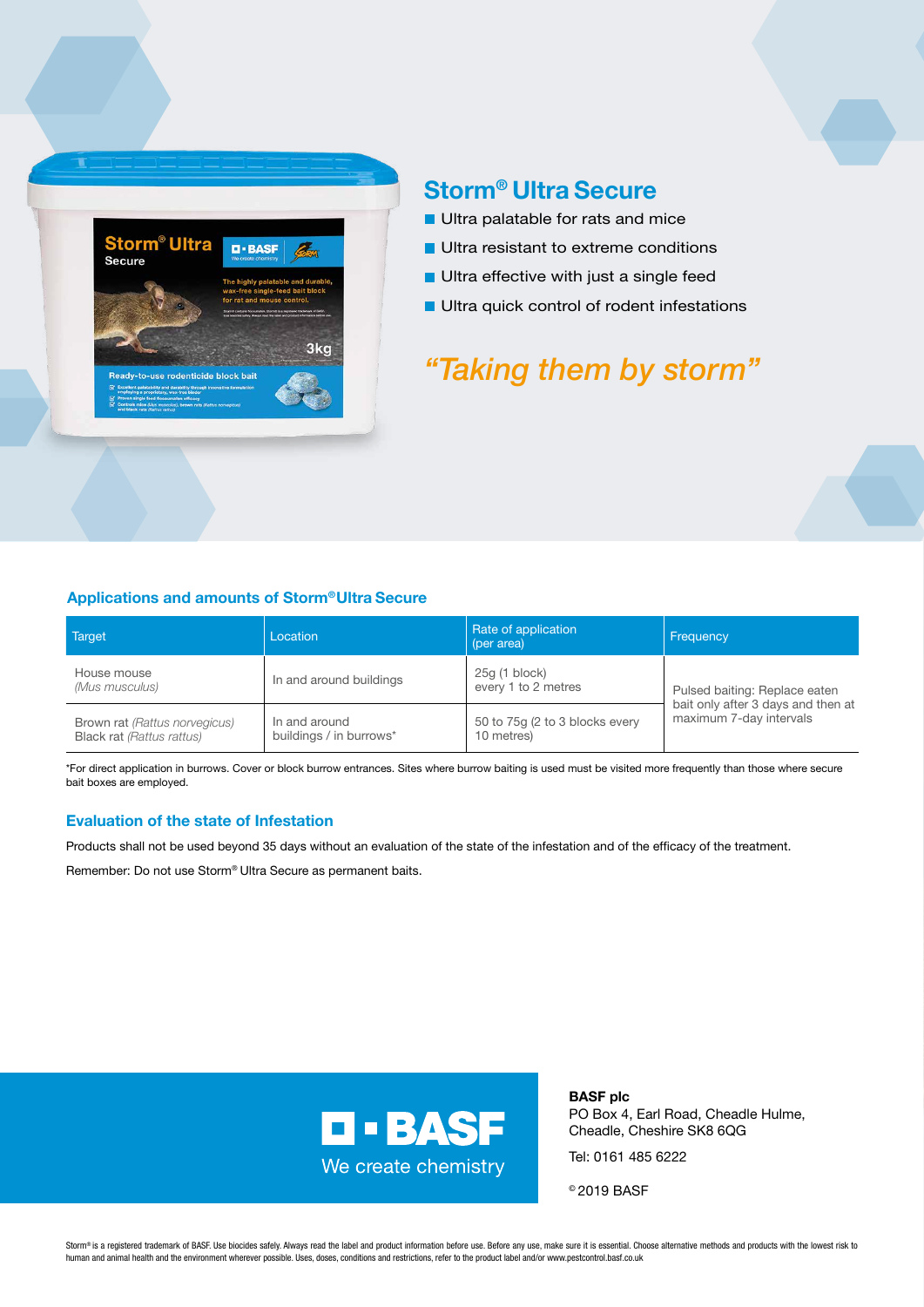## Storm® Ultra Secure

- Ultra palatable for rats and mice
- Ultra resistant to extreme conditions
- Ultra effective with just a single feed
- Ultra quick control of rodent infestations

*"Taking them by storm"*

### Applications and amounts of Storm® Ultra Secure

| Target | Location | Rate of application (per area) | Frequency |
|---|---|---|---|
| House mouse *(Mus musculus)* | In and around buildings | 25g (1 block) every 1 to 2 metres | Pulsed baiting: Replace eaten bait only after 3 days and then at maximum 7-day intervals |
| Brown rat *(Rattus norvegicus)* Black rat *(Rattus rattus)* | In and around buildings / in burrows* | 50 to 75g (2 to 3 blocks every 10 metres) | |

*For direct application in burrows. Cover or block burrow entrances. Sites where burrow baiting is used must be visited more frequently than those where secure bait boxes are employed.

### Evaluation of the state of Infestation

Products shall not be used beyond 35 days without an evaluation of the state of the infestation and of the efficacy of the treatment.

Remember: Do not use Storm® Ultra Secure as permanent baits.

BASF We create chemistry

**BASF plc**
PO Box 4, Earl Road, Cheadle Hulme,
Cheadle, Cheshire SK8 6QG

Tel: 0161 485 6222

© 2019 BASF

Storm® is a registered trademark of BASF. Use biocides safely. Always read the label and product information before use. Before any use, make sure it is essential. Choose alternative methods and products with the lowest risk to human and animal health and the environment wherever possible. Uses, doses, conditions and restrictions, refer to the product label and/or www.pestcontrol.basf.co.uk